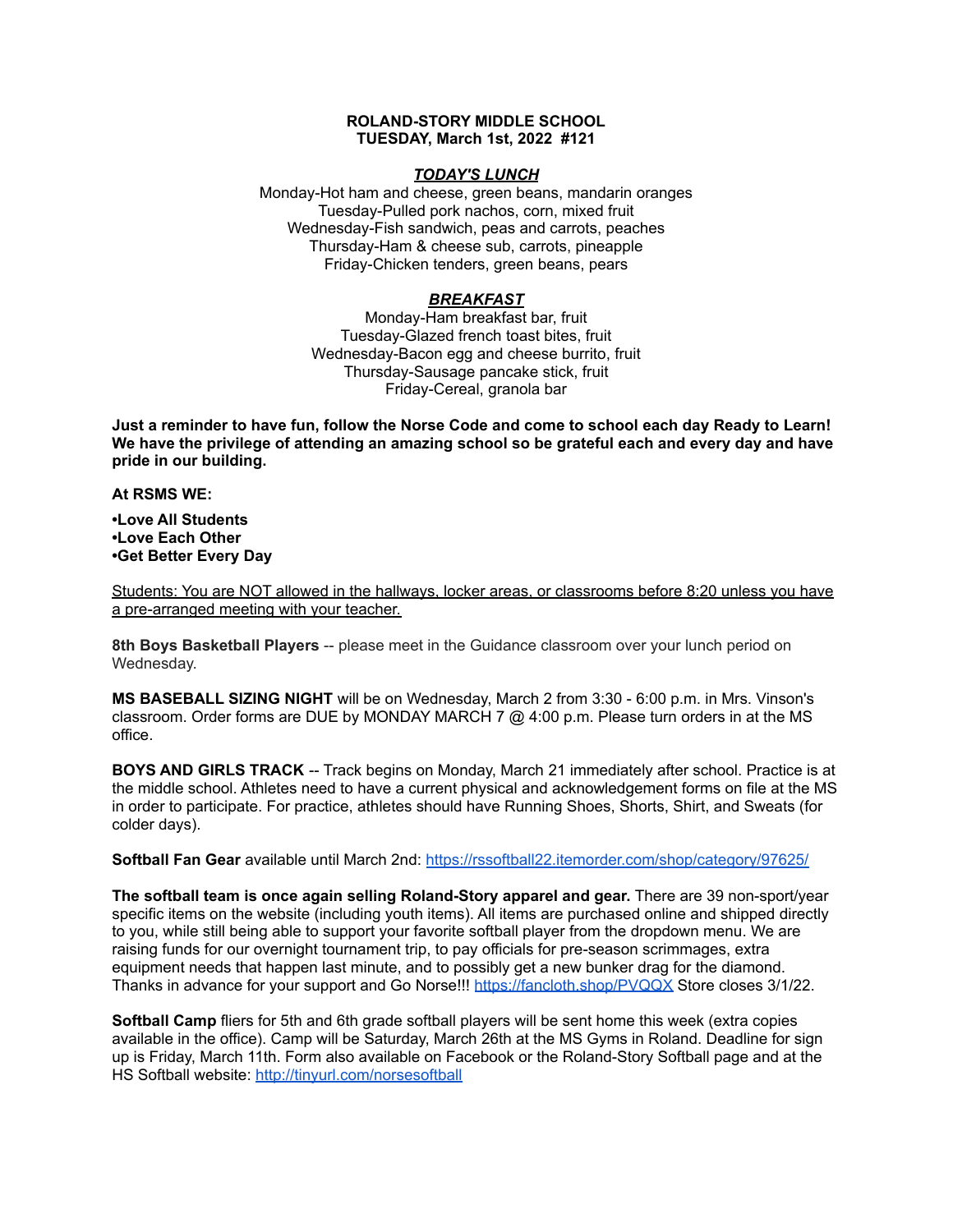**ROLAND-STORY MIDDLE SCHOOL**
**TUESDAY, March 1st, 2022 #121**

***TODAY'S LUNCH***

Monday-Hot ham and cheese, green beans, mandarin oranges
Tuesday-Pulled pork nachos, corn, mixed fruit
Wednesday-Fish sandwich, peas and carrots, peaches
Thursday-Ham & cheese sub, carrots, pineapple
Friday-Chicken tenders, green beans, pears

***BREAKFAST***

Monday-Ham breakfast bar, fruit
Tuesday-Glazed french toast bites, fruit
Wednesday-Bacon egg and cheese burrito, fruit
Thursday-Sausage pancake stick, fruit
Friday-Cereal, granola bar

**Just a reminder to have fun, follow the Norse Code and come to school each day Ready to Learn! We have the privilege of attending an amazing school so be grateful each and every day and have pride in our building.**

**At RSMS WE:**

**•Love All Students**
**•Love Each Other**
**•Get Better Every Day**

Students: You are NOT allowed in the hallways, locker areas, or classrooms before 8:20 unless you have a pre-arranged meeting with your teacher.

**8th Boys Basketball Players** -- please meet in the Guidance classroom over your lunch period on Wednesday.

**MS BASEBALL SIZING NIGHT** will be on Wednesday, March 2 from 3:30 - 6:00 p.m. in Mrs. Vinson's classroom. Order forms are DUE by MONDAY MARCH 7 @ 4:00 p.m. Please turn orders in at the MS office.

**BOYS AND GIRLS TRACK** -- Track begins on Monday, March 21 immediately after school. Practice is at the middle school. Athletes need to have a current physical and acknowledgement forms on file at the MS in order to participate. For practice, athletes should have Running Shoes, Shorts, Shirt, and Sweats (for colder days).

**Softball Fan Gear** available until March 2nd: https://rssoftball22.itemorder.com/shop/category/97625/

**The softball team is once again selling Roland-Story apparel and gear.** There are 39 non-sport/year specific items on the website (including youth items). All items are purchased online and shipped directly to you, while still being able to support your favorite softball player from the dropdown menu. We are raising funds for our overnight tournament trip, to pay officials for pre-season scrimmages, extra equipment needs that happen last minute, and to possibly get a new bunker drag for the diamond. Thanks in advance for your support and Go Norse!!! https://fancloth.shop/PVQQX Store closes 3/1/22.

**Softball Camp** fliers for 5th and 6th grade softball players will be sent home this week (extra copies available in the office). Camp will be Saturday, March 26th at the MS Gyms in Roland. Deadline for sign up is Friday, March 11th. Form also available on Facebook or the Roland-Story Softball page and at the HS Softball website: http://tinyurl.com/norsesoftball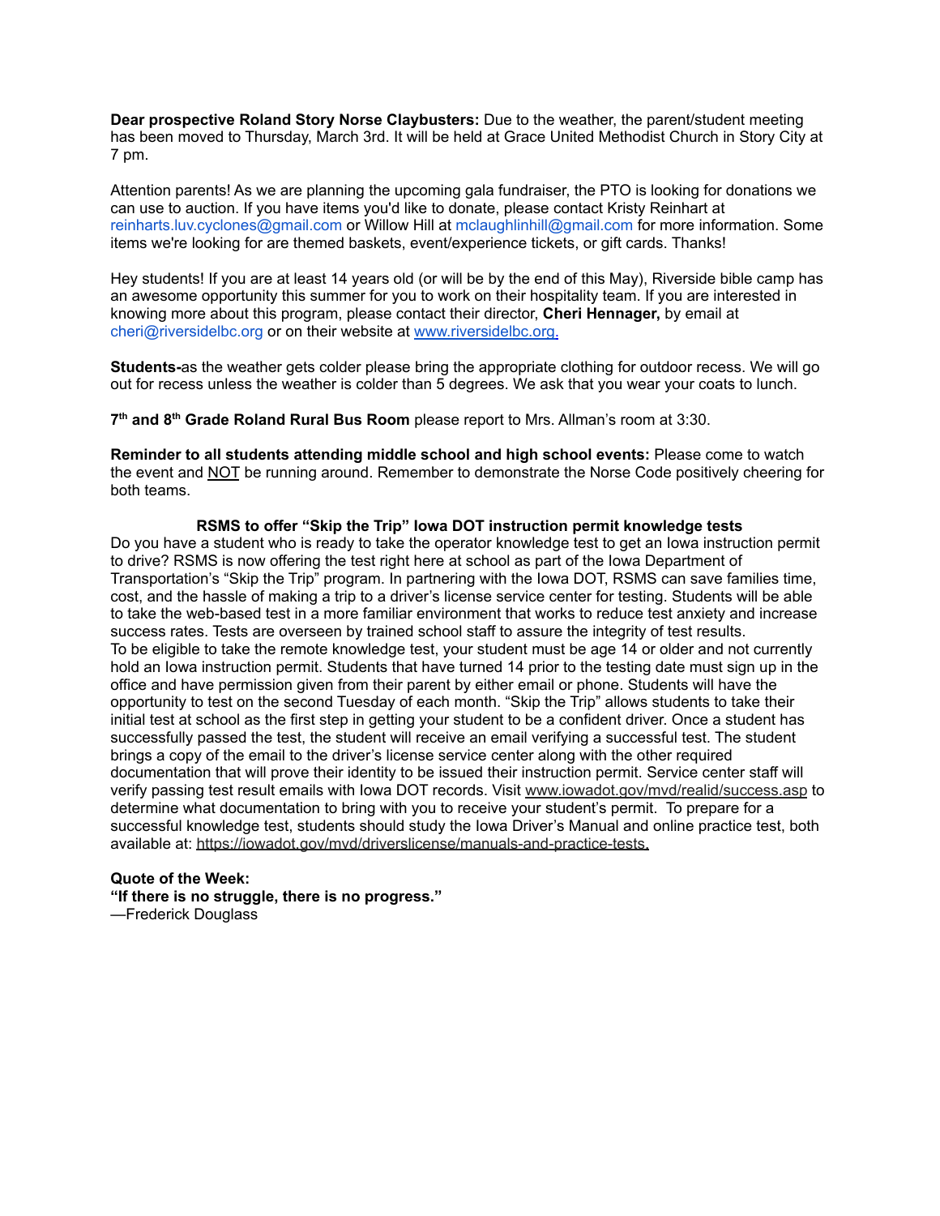**Dear prospective Roland Story Norse Claybusters:** Due to the weather, the parent/student meeting has been moved to Thursday, March 3rd. It will be held at Grace United Methodist Church in Story City at 7 pm.

Attention parents! As we are planning the upcoming gala fundraiser, the PTO is looking for donations we can use to auction. If you have items you'd like to donate, please contact Kristy Reinhart at reinharts.luv.cyclones@gmail.com or Willow Hill at mclaughlinhill@gmail.com for more information. Some items we're looking for are themed baskets, event/experience tickets, or gift cards. Thanks!

Hey students! If you are at least 14 years old (or will be by the end of this May), Riverside bible camp has an awesome opportunity this summer for you to work on their hospitality team. If you are interested in knowing more about this program, please contact their director, **Cheri Hennager,** by email at cheri@riversidelbc.org or on their website at www.riversidelbc.org.

**Students-**as the weather gets colder please bring the appropriate clothing for outdoor recess. We will go out for recess unless the weather is colder than 5 degrees. We ask that you wear your coats to lunch.

**7th and 8th Grade Roland Rural Bus Room** please report to Mrs. Allman's room at 3:30.

**Reminder to all students attending middle school and high school events:** Please come to watch the event and NOT be running around. Remember to demonstrate the Norse Code positively cheering for both teams.

**RSMS to offer "Skip the Trip" Iowa DOT instruction permit knowledge tests**

Do you have a student who is ready to take the operator knowledge test to get an Iowa instruction permit to drive? RSMS is now offering the test right here at school as part of the Iowa Department of Transportation's "Skip the Trip" program. In partnering with the Iowa DOT, RSMS can save families time, cost, and the hassle of making a trip to a driver's license service center for testing. Students will be able to take the web-based test in a more familiar environment that works to reduce test anxiety and increase success rates. Tests are overseen by trained school staff to assure the integrity of test results.
To be eligible to take the remote knowledge test, your student must be age 14 or older and not currently hold an Iowa instruction permit. Students that have turned 14 prior to the testing date must sign up in the office and have permission given from their parent by either email or phone. Students will have the opportunity to test on the second Tuesday of each month. "Skip the Trip" allows students to take their initial test at school as the first step in getting your student to be a confident driver. Once a student has successfully passed the test, the student will receive an email verifying a successful test. The student brings a copy of the email to the driver's license service center along with the other required documentation that will prove their identity to be issued their instruction permit. Service center staff will verify passing test result emails with Iowa DOT records. Visit www.iowadot.gov/mvd/realid/success.asp to determine what documentation to bring with you to receive your student's permit. To prepare for a successful knowledge test, students should study the Iowa Driver's Manual and online practice test, both available at: https://iowadot.gov/mvd/driverslicense/manuals-and-practice-tests.

**Quote of the Week:**
**"If there is no struggle, there is no progress."**
—Frederick Douglass